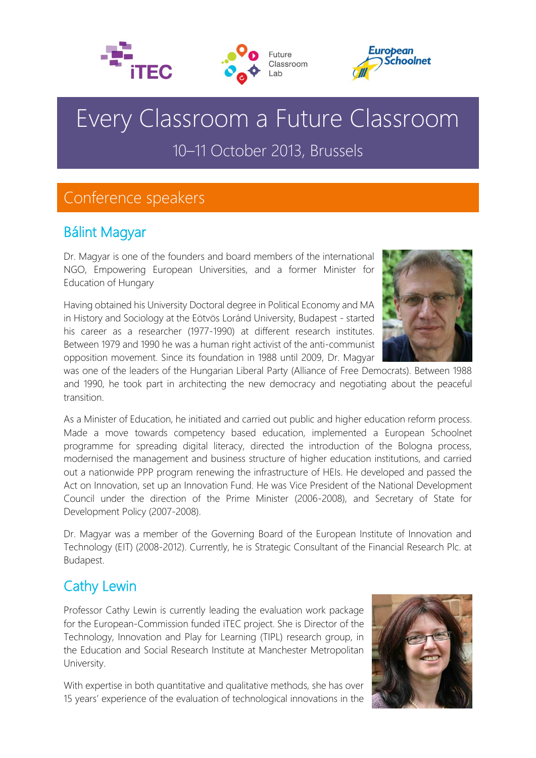iTEC Future Classroom Lab European Schoolnet

# Every Classroom a Future Classroom

10–11 October 2013, Brussels

## Conference speakers

### Bálint Magyar

Dr. Magyar is one of the founders and board members of the international NGO, Empowering European Universities, and a former Minister for Education of Hungary

Having obtained his University Doctoral degree in Political Economy and MA in History and Sociology at the Eötvös Loránd University, Budapest - started his career as a researcher (1977-1990) at different research institutes. Between 1979 and 1990 he was a human right activist of the anti-communist opposition movement. Since its foundation in 1988 until 2009, Dr. Magyar was one of the leaders of the Hungarian Liberal Party (Alliance of Free Democrats). Between 1988 and 1990, he took part in architecting the new democracy and negotiating about the peaceful transition.

As a Minister of Education, he initiated and carried out public and higher education reform process. Made a move towards competency based education, implemented a European Schoolnet programme for spreading digital literacy, directed the introduction of the Bologna process, modernised the management and business structure of higher education institutions, and carried out a nationwide PPP program renewing the infrastructure of HEIs. He developed and passed the Act on Innovation, set up an Innovation Fund. He was Vice President of the National Development Council under the direction of the Prime Minister (2006-2008), and Secretary of State for Development Policy (2007-2008).

Dr. Magyar was a member of the Governing Board of the European Institute of Innovation and Technology (EIT) (2008-2012). Currently, he is Strategic Consultant of the Financial Research Plc. at Budapest.

### Cathy Lewin

Professor Cathy Lewin is currently leading the evaluation work package for the European-Commission funded iTEC project. She is Director of the Technology, Innovation and Play for Learning (TIPL) research group, in the Education and Social Research Institute at Manchester Metropolitan University.

With expertise in both quantitative and qualitative methods, she has over 15 years' experience of the evaluation of technological innovations in the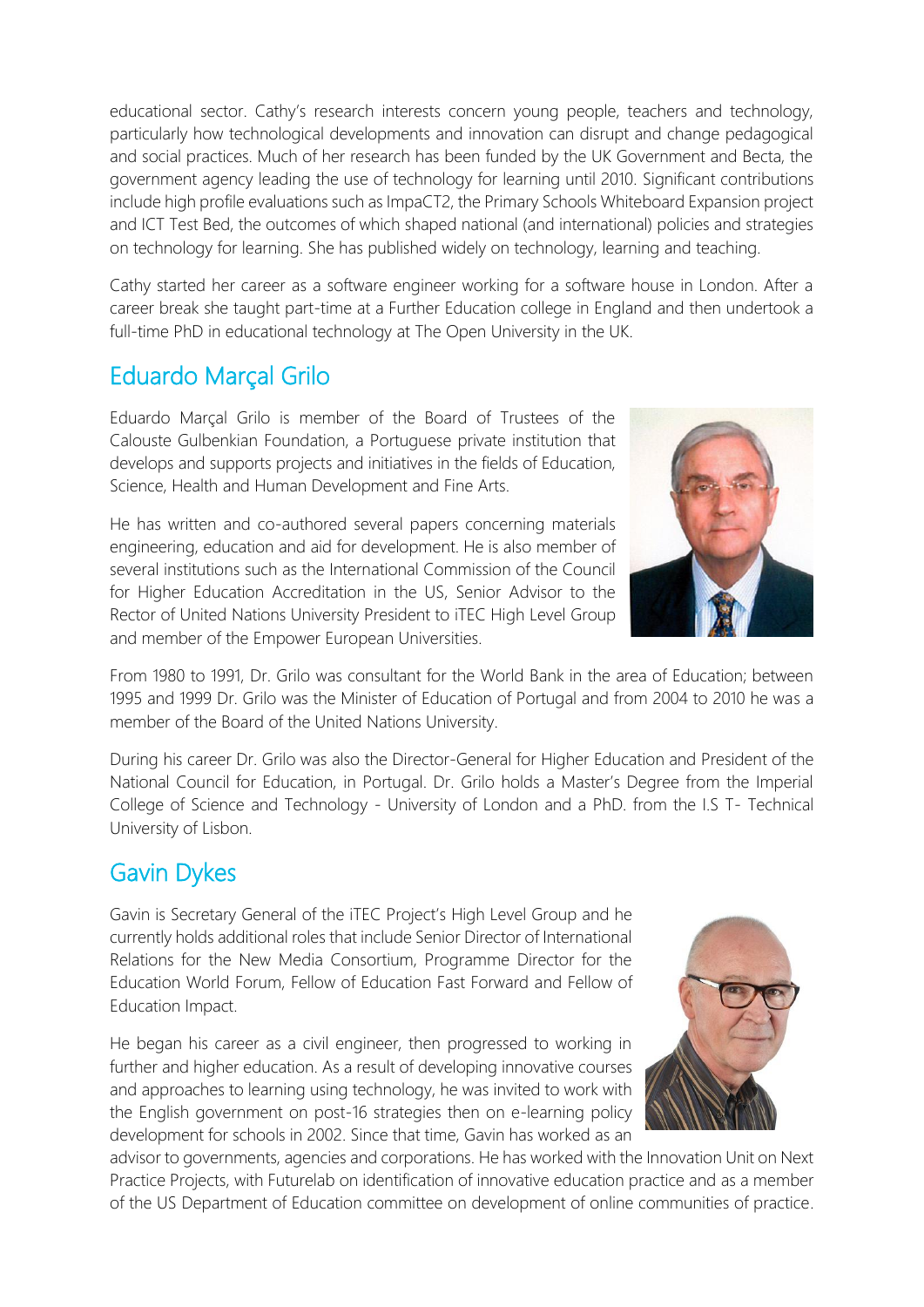educational sector. Cathy's research interests concern young people, teachers and technology, particularly how technological developments and innovation can disrupt and change pedagogical and social practices. Much of her research has been funded by the UK Government and Becta, the government agency leading the use of technology for learning until 2010. Significant contributions include high profile evaluations such as ImpaCT2, the Primary Schools Whiteboard Expansion project and ICT Test Bed, the outcomes of which shaped national (and international) policies and strategies on technology for learning. She has published widely on technology, learning and teaching.

Cathy started her career as a software engineer working for a software house in London. After a career break she taught part-time at a Further Education college in England and then undertook a full-time PhD in educational technology at The Open University in the UK.

## Eduardo Marçal Grilo

Eduardo Marçal Grilo is member of the Board of Trustees of the Calouste Gulbenkian Foundation, a Portuguese private institution that develops and supports projects and initiatives in the fields of Education, Science, Health and Human Development and Fine Arts.

He has written and co-authored several papers concerning materials engineering, education and aid for development. He is also member of several institutions such as the International Commission of the Council for Higher Education Accreditation in the US, Senior Advisor to the Rector of United Nations University President to iTEC High Level Group and member of the Empower European Universities.

From 1980 to 1991, Dr. Grilo was consultant for the World Bank in the area of Education; between 1995 and 1999 Dr. Grilo was the Minister of Education of Portugal and from 2004 to 2010 he was a member of the Board of the United Nations University.

During his career Dr. Grilo was also the Director-General for Higher Education and President of the National Council for Education, in Portugal. Dr. Grilo holds a Master's Degree from the Imperial College of Science and Technology - University of London and a PhD. from the I.S T- Technical University of Lisbon.

## Gavin Dykes

Gavin is Secretary General of the iTEC Project's High Level Group and he currently holds additional roles that include Senior Director of International Relations for the New Media Consortium, Programme Director for the Education World Forum, Fellow of Education Fast Forward and Fellow of Education Impact.

He began his career as a civil engineer, then progressed to working in further and higher education. As a result of developing innovative courses and approaches to learning using technology, he was invited to work with the English government on post-16 strategies then on e-learning policy development for schools in 2002. Since that time, Gavin has worked as an advisor to governments, agencies and corporations. He has worked with the Innovation Unit on Next Practice Projects, with Futurelab on identification of innovative education practice and as a member of the US Department of Education committee on development of online communities of practice.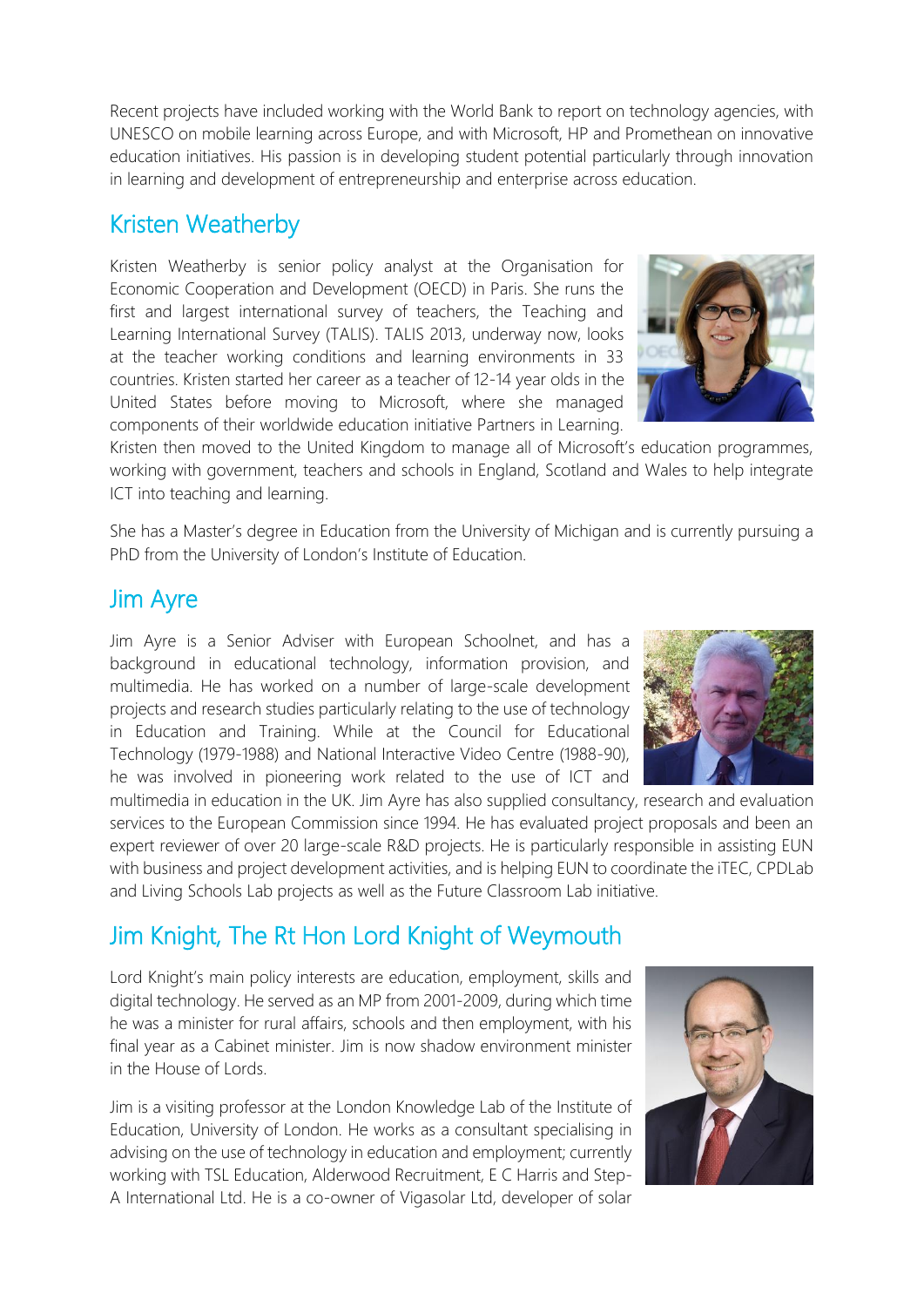Recent projects have included working with the World Bank to report on technology agencies, with UNESCO on mobile learning across Europe, and with Microsoft, HP and Promethean on innovative education initiatives. His passion is in developing student potential particularly through innovation in learning and development of entrepreneurship and enterprise across education.

## Kristen Weatherby

Kristen Weatherby is senior policy analyst at the Organisation for Economic Cooperation and Development (OECD) in Paris. She runs the first and largest international survey of teachers, the Teaching and Learning International Survey (TALIS). TALIS 2013, underway now, looks at the teacher working conditions and learning environments in 33 countries. Kristen started her career as a teacher of 12-14 year olds in the United States before moving to Microsoft, where she managed components of their worldwide education initiative Partners in Learning. Kristen then moved to the United Kingdom to manage all of Microsoft's education programmes, working with government, teachers and schools in England, Scotland and Wales to help integrate ICT into teaching and learning.

She has a Master's degree in Education from the University of Michigan and is currently pursuing a PhD from the University of London's Institute of Education.

## Jim Ayre

Jim Ayre is a Senior Adviser with European Schoolnet, and has a background in educational technology, information provision, and multimedia. He has worked on a number of large-scale development projects and research studies particularly relating to the use of technology in Education and Training. While at the Council for Educational Technology (1979-1988) and National Interactive Video Centre (1988-90), he was involved in pioneering work related to the use of ICT and multimedia in education in the UK. Jim Ayre has also supplied consultancy, research and evaluation services to the European Commission since 1994. He has evaluated project proposals and been an expert reviewer of over 20 large-scale R&D projects. He is particularly responsible in assisting EUN with business and project development activities, and is helping EUN to coordinate the iTEC, CPDLab and Living Schools Lab projects as well as the Future Classroom Lab initiative.

## Jim Knight, The Rt Hon Lord Knight of Weymouth

Lord Knight's main policy interests are education, employment, skills and digital technology. He served as an MP from 2001-2009, during which time he was a minister for rural affairs, schools and then employment, with his final year as a Cabinet minister. Jim is now shadow environment minister in the House of Lords.

Jim is a visiting professor at the London Knowledge Lab of the Institute of Education, University of London. He works as a consultant specialising in advising on the use of technology in education and employment; currently working with TSL Education, Alderwood Recruitment, E C Harris and Step-A International Ltd. He is a co-owner of Vigasolar Ltd, developer of solar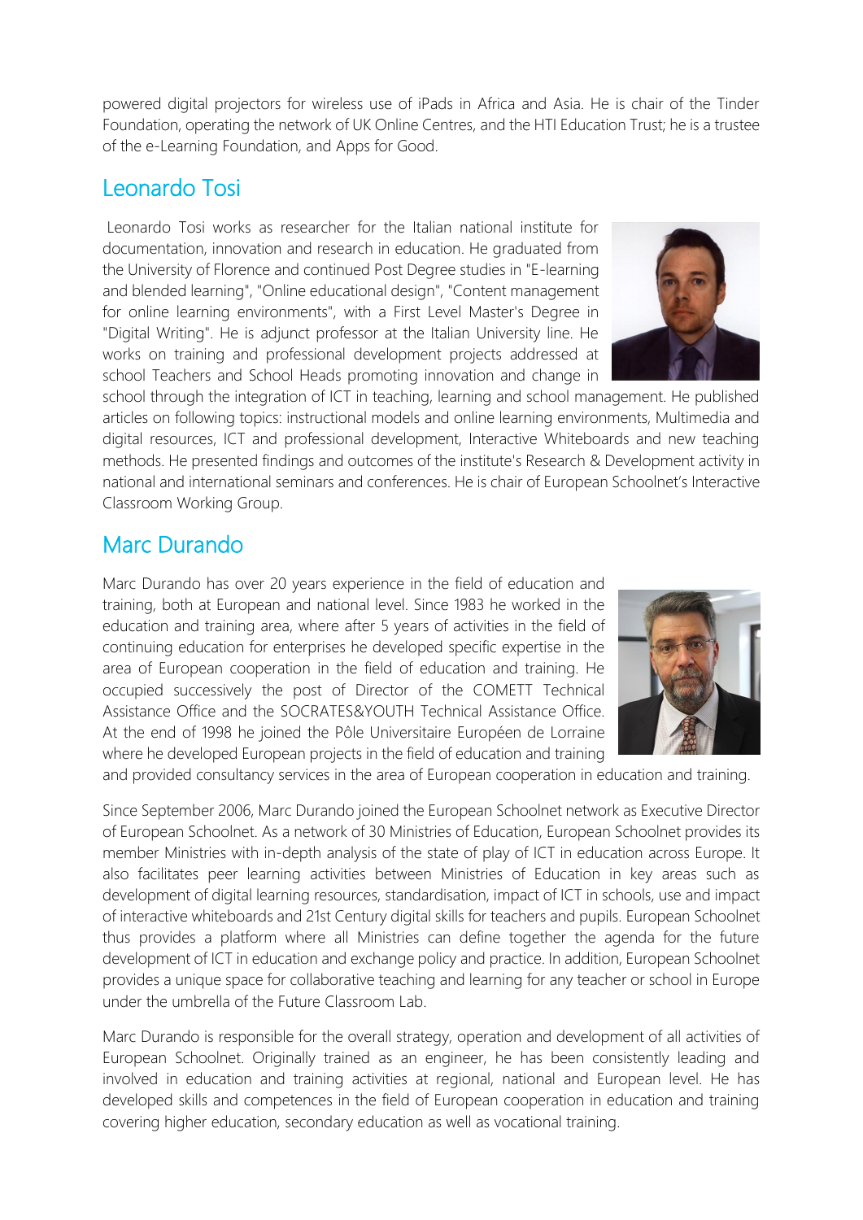powered digital projectors for wireless use of iPads in Africa and Asia. He is chair of the Tinder Foundation, operating the network of UK Online Centres, and the HTI Education Trust; he is a trustee of the e-Learning Foundation, and Apps for Good.

## Leonardo Tosi

Leonardo Tosi works as researcher for the Italian national institute for documentation, innovation and research in education. He graduated from the University of Florence and continued Post Degree studies in "E-learning and blended learning", "Online educational design", "Content management for online learning environments", with a First Level Master's Degree in "Digital Writing". He is adjunct professor at the Italian University line. He works on training and professional development projects addressed at school Teachers and School Heads promoting innovation and change in school through the integration of ICT in teaching, learning and school management. He published articles on following topics: instructional models and online learning environments, Multimedia and digital resources, ICT and professional development, Interactive Whiteboards and new teaching methods. He presented findings and outcomes of the institute's Research & Development activity in national and international seminars and conferences. He is chair of European Schoolnet's Interactive Classroom Working Group.

## Marc Durando

Marc Durando has over 20 years experience in the field of education and training, both at European and national level. Since 1983 he worked in the education and training area, where after 5 years of activities in the field of continuing education for enterprises he developed specific expertise in the area of European cooperation in the field of education and training. He occupied successively the post of Director of the COMETT Technical Assistance Office and the SOCRATES&YOUTH Technical Assistance Office. At the end of 1998 he joined the Pôle Universitaire Européen de Lorraine where he developed European projects in the field of education and training and provided consultancy services in the area of European cooperation in education and training.

Since September 2006, Marc Durando joined the European Schoolnet network as Executive Director of European Schoolnet. As a network of 30 Ministries of Education, European Schoolnet provides its member Ministries with in-depth analysis of the state of play of ICT in education across Europe. It also facilitates peer learning activities between Ministries of Education in key areas such as development of digital learning resources, standardisation, impact of ICT in schools, use and impact of interactive whiteboards and 21st Century digital skills for teachers and pupils. European Schoolnet thus provides a platform where all Ministries can define together the agenda for the future development of ICT in education and exchange policy and practice. In addition, European Schoolnet provides a unique space for collaborative teaching and learning for any teacher or school in Europe under the umbrella of the Future Classroom Lab.

Marc Durando is responsible for the overall strategy, operation and development of all activities of European Schoolnet. Originally trained as an engineer, he has been consistently leading and involved in education and training activities at regional, national and European level. He has developed skills and competences in the field of European cooperation in education and training covering higher education, secondary education as well as vocational training.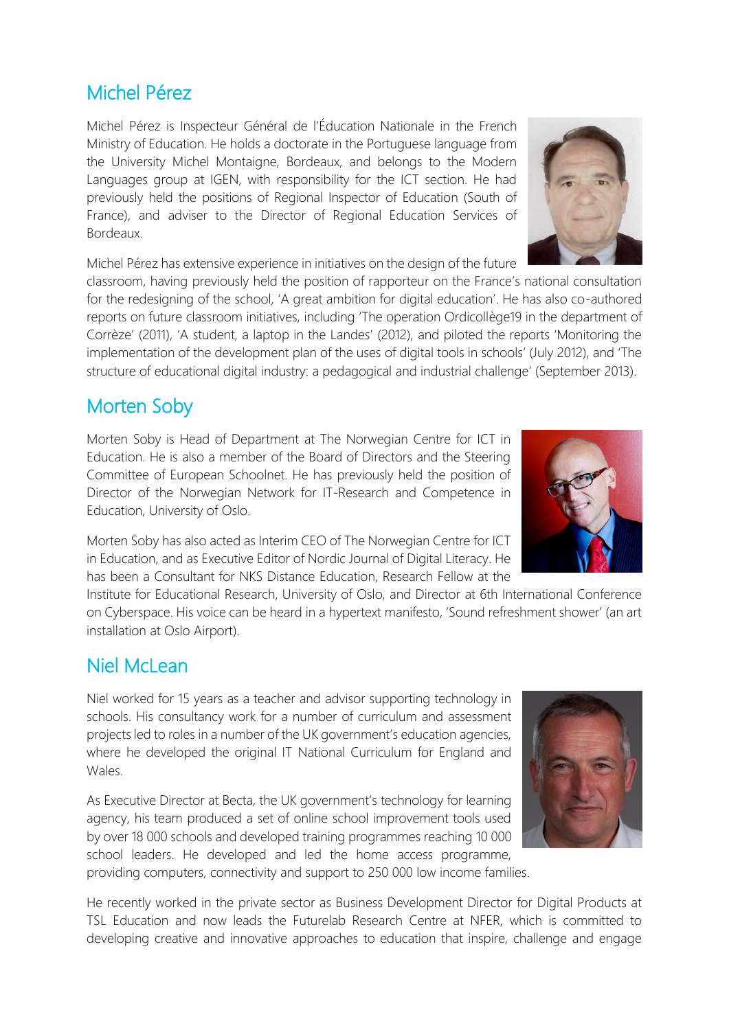## Michel Pérez

Michel Pérez is Inspecteur Général de l'Éducation Nationale in the French Ministry of Education. He holds a doctorate in the Portuguese language from the University Michel Montaigne, Bordeaux, and belongs to the Modern Languages group at IGEN, with responsibility for the ICT section. He had previously held the positions of Regional Inspector of Education (South of France), and adviser to the Director of Regional Education Services of Bordeaux.

Michel Pérez has extensive experience in initiatives on the design of the future classroom, having previously held the position of rapporteur on the France's national consultation for the redesigning of the school, 'A great ambition for digital education'. He has also co-authored reports on future classroom initiatives, including 'The operation Ordicollège19 in the department of Corrèze' (2011), 'A student, a laptop in the Landes' (2012), and piloted the reports 'Monitoring the implementation of the development plan of the uses of digital tools in schools' (July 2012), and 'The structure of educational digital industry: a pedagogical and industrial challenge' (September 2013).

## Morten Soby

Morten Soby is Head of Department at The Norwegian Centre for ICT in Education. He is also a member of the Board of Directors and the Steering Committee of European Schoolnet. He has previously held the position of Director of the Norwegian Network for IT-Research and Competence in Education, University of Oslo.

Morten Soby has also acted as Interim CEO of The Norwegian Centre for ICT in Education, and as Executive Editor of Nordic Journal of Digital Literacy. He has been a Consultant for NKS Distance Education, Research Fellow at the Institute for Educational Research, University of Oslo, and Director at 6th International Conference on Cyberspace. His voice can be heard in a hypertext manifesto, 'Sound refreshment shower' (an art installation at Oslo Airport).

## Niel McLean

Niel worked for 15 years as a teacher and advisor supporting technology in schools. His consultancy work for a number of curriculum and assessment projects led to roles in a number of the UK government's education agencies, where he developed the original IT National Curriculum for England and Wales.

As Executive Director at Becta, the UK government's technology for learning agency, his team produced a set of online school improvement tools used by over 18 000 schools and developed training programmes reaching 10 000 school leaders. He developed and led the home access programme, providing computers, connectivity and support to 250 000 low income families.

He recently worked in the private sector as Business Development Director for Digital Products at TSL Education and now leads the Futurelab Research Centre at NFER, which is committed to developing creative and innovative approaches to education that inspire, challenge and engage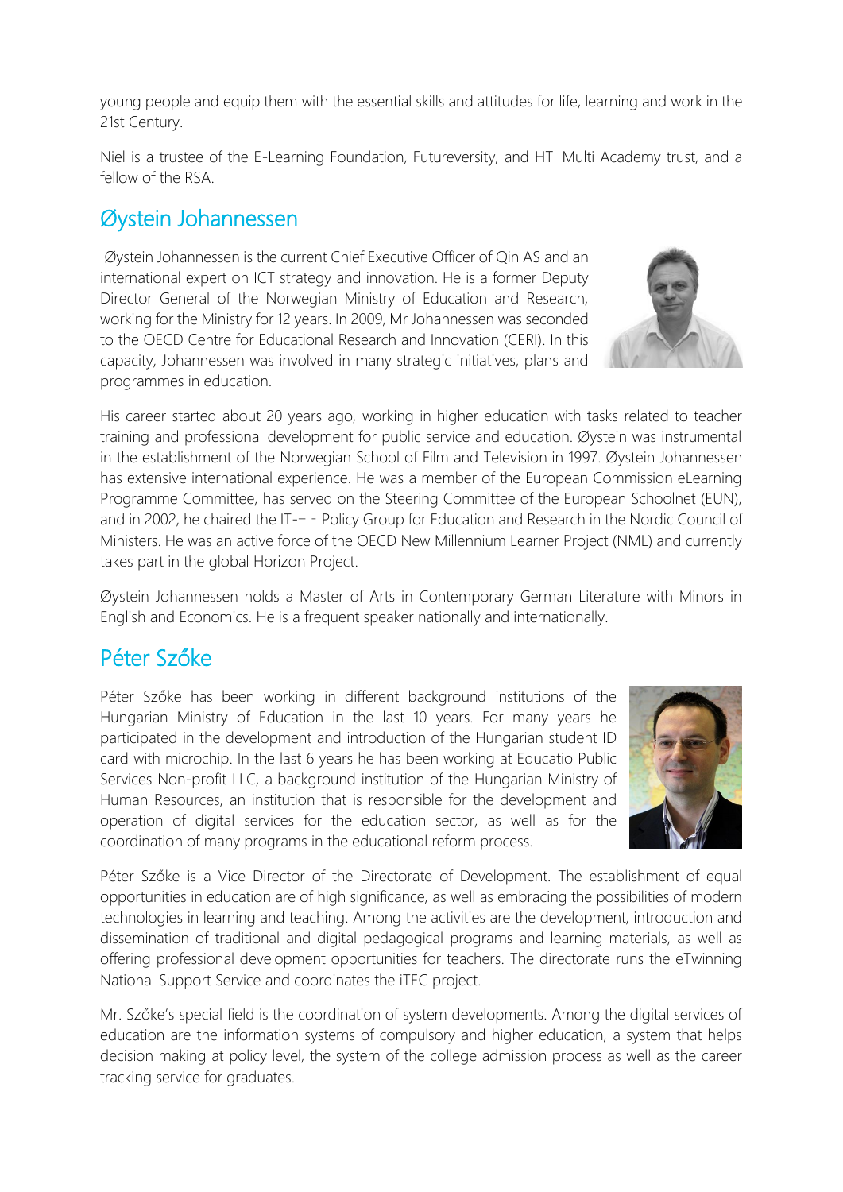young people and equip them with the essential skills and attitudes for life, learning and work in the 21st Century.

Niel is a trustee of the E-Learning Foundation, Futureversity, and HTI Multi Academy trust, and a fellow of the RSA.

## Øystein Johannessen

Øystein Johannessen is the current Chief Executive Officer of Qin AS and an international expert on ICT strategy and innovation. He is a former Deputy Director General of the Norwegian Ministry of Education and Research, working for the Ministry for 12 years. In 2009, Mr Johannessen was seconded to the OECD Centre for Educational Research and Innovation (CERI). In this capacity, Johannessen was involved in many strategic initiatives, plans and programmes in education.

His career started about 20 years ago, working in higher education with tasks related to teacher training and professional development for public service and education. Øystein was instrumental in the establishment of the Norwegian School of Film and Television in 1997. Øystein Johannessen has extensive international experience. He was a member of the European Commission eLearning Programme Committee, has served on the Steering Committee of the European Schoolnet (EUN), and in 2002, he chaired the IT-‐ Policy Group for Education and Research in the Nordic Council of Ministers. He was an active force of the OECD New Millennium Learner Project (NML) and currently takes part in the global Horizon Project.

Øystein Johannessen holds a Master of Arts in Contemporary German Literature with Minors in English and Economics. He is a frequent speaker nationally and internationally.

## Péter Szőke

Péter Szőke has been working in different background institutions of the Hungarian Ministry of Education in the last 10 years. For many years he participated in the development and introduction of the Hungarian student ID card with microchip. In the last 6 years he has been working at Educatio Public Services Non-profit LLC, a background institution of the Hungarian Ministry of Human Resources, an institution that is responsible for the development and operation of digital services for the education sector, as well as for the coordination of many programs in the educational reform process.

Péter Szőke is a Vice Director of the Directorate of Development. The establishment of equal opportunities in education are of high significance, as well as embracing the possibilities of modern technologies in learning and teaching. Among the activities are the development, introduction and dissemination of traditional and digital pedagogical programs and learning materials, as well as offering professional development opportunities for teachers. The directorate runs the eTwinning National Support Service and coordinates the iTEC project.

Mr. Szőke's special field is the coordination of system developments. Among the digital services of education are the information systems of compulsory and higher education, a system that helps decision making at policy level, the system of the college admission process as well as the career tracking service for graduates.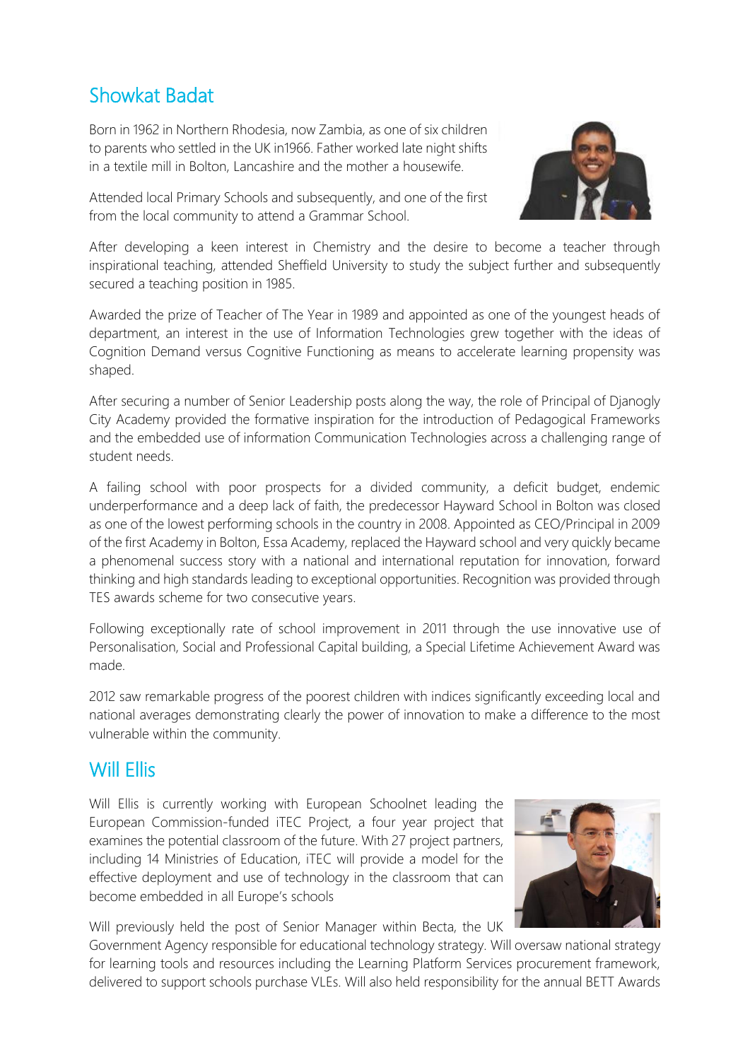## Showkat Badat

Born in 1962 in Northern Rhodesia, now Zambia, as one of six children to parents who settled in the UK in1966. Father worked late night shifts in a textile mill in Bolton, Lancashire and the mother a housewife.

Attended local Primary Schools and subsequently, and one of the first from the local community to attend a Grammar School.

After developing a keen interest in Chemistry and the desire to become a teacher through inspirational teaching, attended Sheffield University to study the subject further and subsequently secured a teaching position in 1985.

Awarded the prize of Teacher of The Year in 1989 and appointed as one of the youngest heads of department, an interest in the use of Information Technologies grew together with the ideas of Cognition Demand versus Cognitive Functioning as means to accelerate learning propensity was shaped.

After securing a number of Senior Leadership posts along the way, the role of Principal of Djanogly City Academy provided the formative inspiration for the introduction of Pedagogical Frameworks and the embedded use of information Communication Technologies across a challenging range of student needs.

A failing school with poor prospects for a divided community, a deficit budget, endemic underperformance and a deep lack of faith, the predecessor Hayward School in Bolton was closed as one of the lowest performing schools in the country in 2008. Appointed as CEO/Principal in 2009 of the first Academy in Bolton, Essa Academy, replaced the Hayward school and very quickly became a phenomenal success story with a national and international reputation for innovation, forward thinking and high standards leading to exceptional opportunities. Recognition was provided through TES awards scheme for two consecutive years.

Following exceptionally rate of school improvement in 2011 through the use innovative use of Personalisation, Social and Professional Capital building, a Special Lifetime Achievement Award was made.

2012 saw remarkable progress of the poorest children with indices significantly exceeding local and national averages demonstrating clearly the power of innovation to make a difference to the most vulnerable within the community.

## Will Ellis

Will Ellis is currently working with European Schoolnet leading the European Commission-funded iTEC Project, a four year project that examines the potential classroom of the future. With 27 project partners, including 14 Ministries of Education, iTEC will provide a model for the effective deployment and use of technology in the classroom that can become embedded in all Europe's schools

Will previously held the post of Senior Manager within Becta, the UK Government Agency responsible for educational technology strategy. Will oversaw national strategy for learning tools and resources including the Learning Platform Services procurement framework, delivered to support schools purchase VLEs. Will also held responsibility for the annual BETT Awards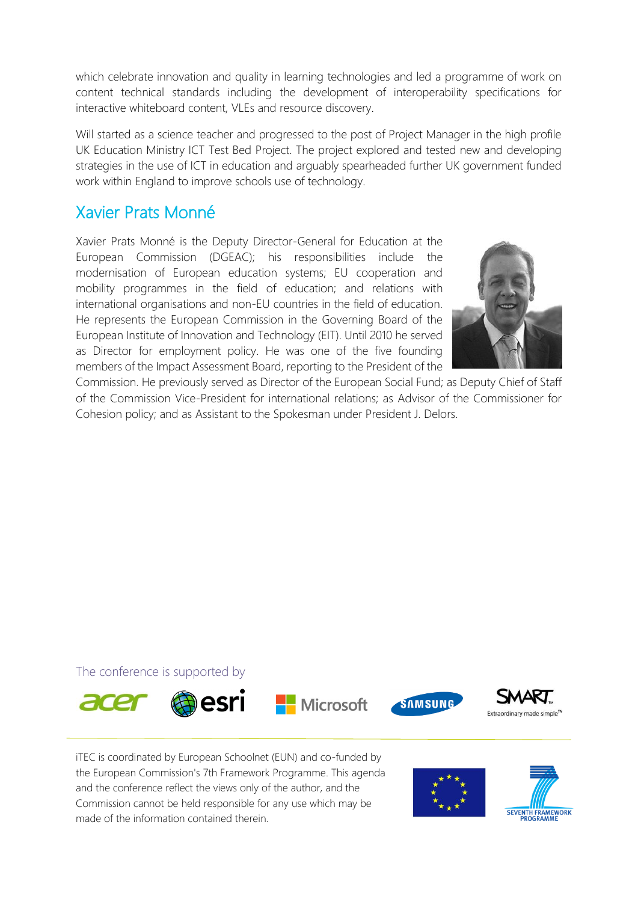which celebrate innovation and quality in learning technologies and led a programme of work on content technical standards including the development of interoperability specifications for interactive whiteboard content, VLEs and resource discovery.

Will started as a science teacher and progressed to the post of Project Manager in the high profile UK Education Ministry ICT Test Bed Project. The project explored and tested new and developing strategies in the use of ICT in education and arguably spearheaded further UK government funded work within England to improve schools use of technology.

## Xavier Prats Monné

Xavier Prats Monné is the Deputy Director-General for Education at the European Commission (DGEAC); his responsibilities include the modernisation of European education systems; EU cooperation and mobility programmes in the field of education; and relations with international organisations and non-EU countries in the field of education. He represents the European Commission in the Governing Board of the European Institute of Innovation and Technology (EIT). Until 2010 he served as Director for employment policy. He was one of the five founding members of the Impact Assessment Board, reporting to the President of the Commission. He previously served as Director of the European Social Fund; as Deputy Chief of Staff of the Commission Vice-President for international relations; as Advisor of the Commissioner for Cohesion policy; and as Assistant to the Spokesman under President J. Delors.

The conference is supported by

acer esri Microsoft SAMSUNG SMART Extraordinary made simple™

iTEC is coordinated by European Schoolnet (EUN) and co-funded by the European Commission's 7th Framework Programme. This agenda and the conference reflect the views only of the author, and the Commission cannot be held responsible for any use which may be made of the information contained therein.

SEVENTH FRAMEWORK PROGRAMME